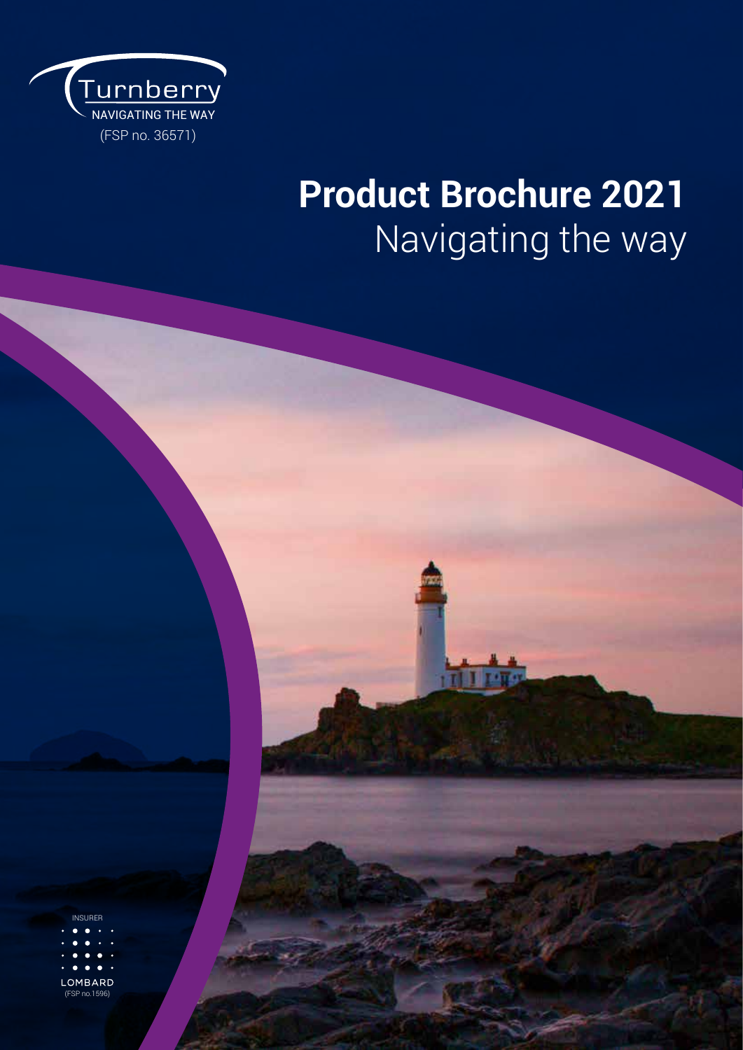Turnberry

NAVIGATING THE WAY

(FSP no. 36571)

# Product Brochure 2021

Navigating the way

INSURER

LOMBARD

(FSP no.1596)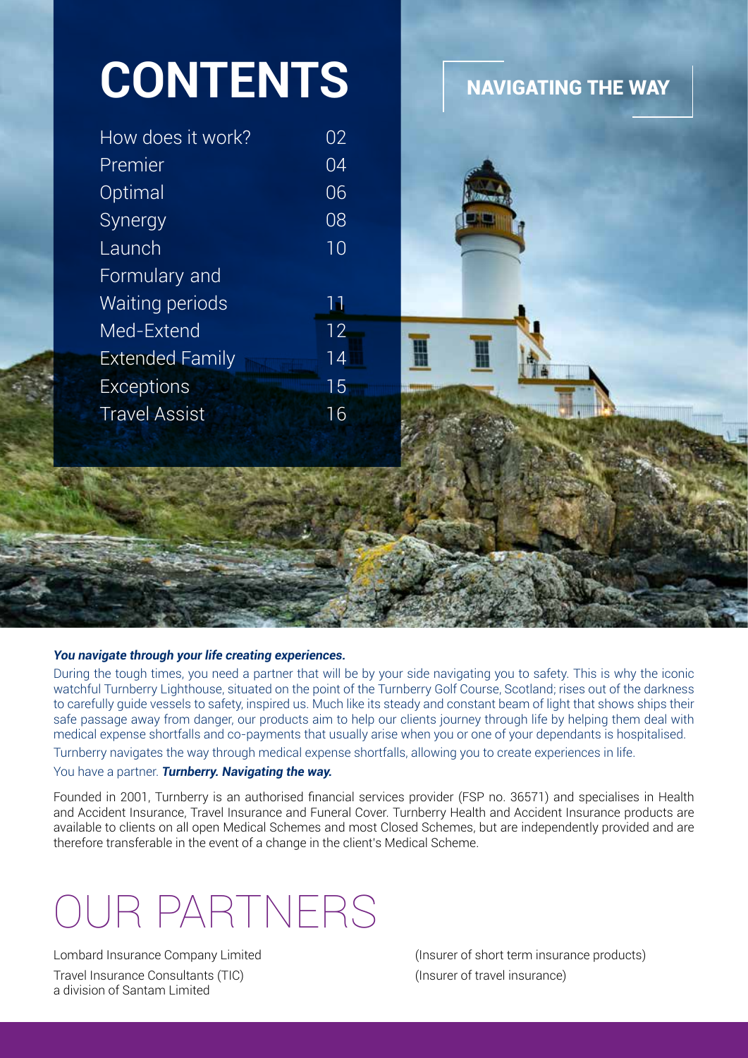# CONTENTS

| | |
|---|---|
| How does it work? | 02 |
| Premier | 04 |
| Optimal | 06 |
| Synergy | 08 |
| Launch | 10 |
| Formulary and Waiting periods | 11 |
| Med-Extend | 12 |
| Extended Family | 14 |
| Exceptions | 15 |
| Travel Assist | 16 |

## NAVIGATING THE WAY

***You navigate through your life creating experiences.***

During the tough times, you need a partner that will be by your side navigating you to safety. This is why the iconic watchful Turnberry Lighthouse, situated on the point of the Turnberry Golf Course, Scotland; rises out of the darkness to carefully guide vessels to safety, inspired us. Much like its steady and constant beam of light that shows ships their safe passage away from danger, our products aim to help our clients journey through life by helping them deal with medical expense shortfalls and co-payments that usually arise when you or one of your dependants is hospitalised.

Turnberry navigates the way through medical expense shortfalls, allowing you to create experiences in life.

You have a partner. ***Turnberry. Navigating the way.***

Founded in 2001, Turnberry is an authorised financial services provider (FSP no. 36571) and specialises in Health and Accident Insurance, Travel Insurance and Funeral Cover. Turnberry Health and Accident Insurance products are available to clients on all open Medical Schemes and most Closed Schemes, but are independently provided and are therefore transferable in the event of a change in the client's Medical Scheme.

# OUR PARTNERS

| | |
|---|---|
| Lombard Insurance Company Limited | (Insurer of short term insurance products) |
| Travel Insurance Consultants (TIC) a division of Santam Limited | (Insurer of travel insurance) |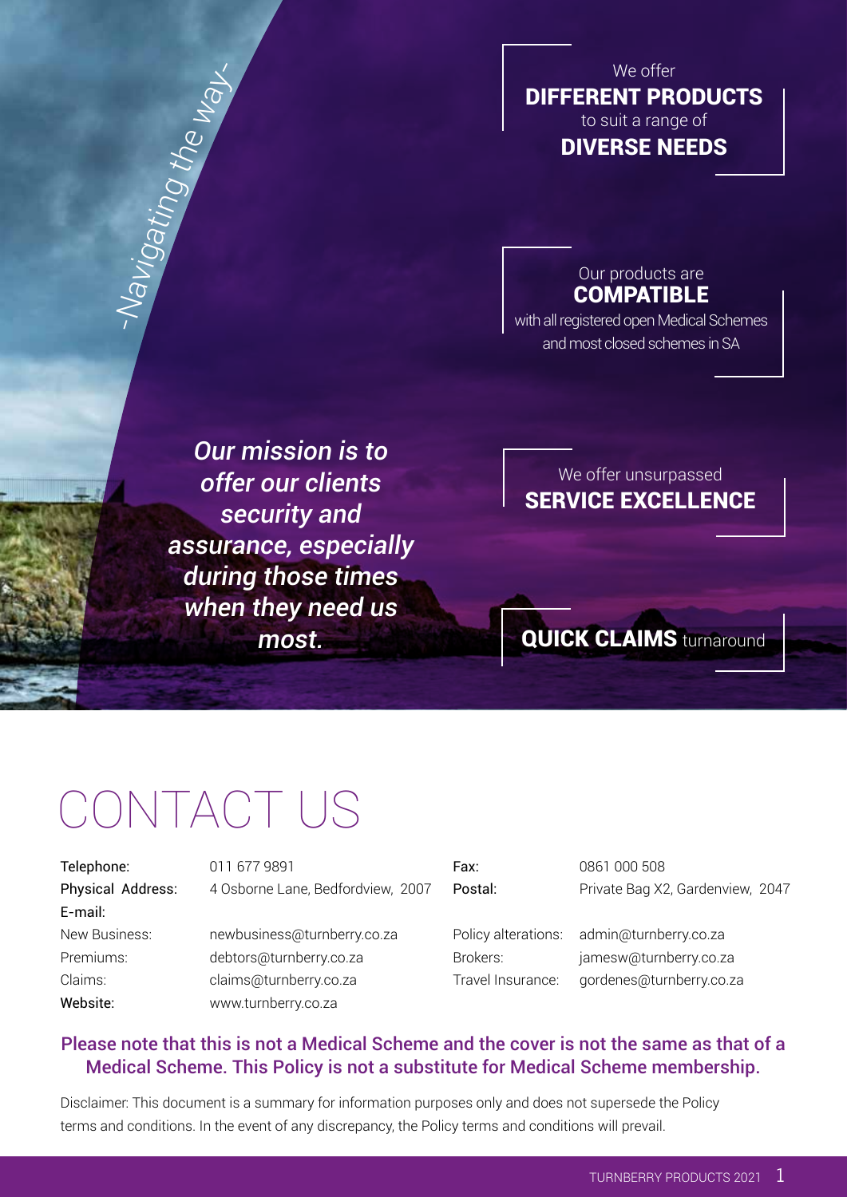*-Navigating the way-*

We offer **DIFFERENT PRODUCTS** to suit a range of **DIVERSE NEEDS**

Our products are **COMPATIBLE** with all registered open Medical Schemes and most closed schemes in SA

*Our mission is to offer our clients security and assurance, especially during those times when they need us most.*

We offer unsurpassed **SERVICE EXCELLENCE**

**QUICK CLAIMS** turnaround

# CONTACT US

| | | | |
|---|---|---|---|
| Telephone: | 011 677 9891 | Fax: | 0861 000 508 |
| Physical Address: | 4 Osborne Lane, Bedfordview, 2007 | Postal: | Private Bag X2, Gardenview, 2047 |
| E-mail: | | | |
| New Business: | newbusiness@turnberry.co.za | Policy alterations: | admin@turnberry.co.za |
| Premiums: | debtors@turnberry.co.za | Brokers: | jamesw@turnberry.co.za |
| Claims: | claims@turnberry.co.za | Travel Insurance: | gordenes@turnberry.co.za |
| Website: | www.turnberry.co.za | | |

**Please note that this is not a Medical Scheme and the cover is not the same as that of a Medical Scheme. This Policy is not a substitute for Medical Scheme membership.**

Disclaimer: This document is a summary for information purposes only and does not supersede the Policy terms and conditions. In the event of any discrepancy, the Policy terms and conditions will prevail.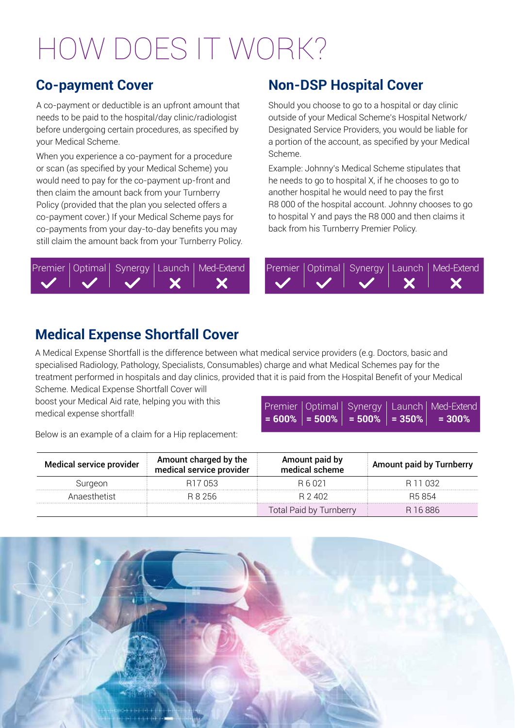# HOW DOES IT WORK?

## Co-payment Cover

A co-payment or deductible is an upfront amount that needs to be paid to the hospital/day clinic/radiologist before undergoing certain procedures, as specified by your Medical Scheme.

When you experience a co-payment for a procedure or scan (as specified by your Medical Scheme) you would need to pay for the co-payment up-front and then claim the amount back from your Turnberry Policy (provided that the plan you selected offers a co-payment cover.) If your Medical Scheme pays for co-payments from your day-to-day benefits you may still claim the amount back from your Turnberry Policy.

| Premier | Optimal | Synergy | Launch | Med-Extend |
|---|---|---|---|---|
| ✓ | ✓ | ✓ | ✗ | ✗ |

## Non-DSP Hospital Cover

Should you choose to go to a hospital or day clinic outside of your Medical Scheme's Hospital Network/ Designated Service Providers, you would be liable for a portion of the account, as specified by your Medical Scheme.

Example: Johnny's Medical Scheme stipulates that he needs to go to hospital X, if he chooses to go to another hospital he would need to pay the first R8 000 of the hospital account. Johnny chooses to go to hospital Y and pays the R8 000 and then claims it back from his Turnberry Premier Policy.

| Premier | Optimal | Synergy | Launch | Med-Extend |
|---|---|---|---|---|
| ✓ | ✓ | ✓ | ✗ | ✗ |

## Medical Expense Shortfall Cover

A Medical Expense Shortfall is the difference between what medical service providers (e.g. Doctors, basic and specialised Radiology, Pathology, Specialists, Consumables) charge and what Medical Schemes pay for the treatment performed in hospitals and day clinics, provided that it is paid from the Hospital Benefit of your Medical Scheme. Medical Expense Shortfall Cover will boost your Medical Aid rate, helping you with this medical expense shortfall!

| Premier | Optimal | Synergy | Launch | Med-Extend |
|---|---|---|---|---|
| **= 600%** | **= 500%** | **= 500%** | **= 350%** | **= 300%** |

Below is an example of a claim for a Hip replacement:

| Medical service provider | Amount charged by the medical service provider | Amount paid by medical scheme | Amount paid by Turnberry |
|---|---|---|---|
| Surgeon | R17 053 | R 6 021 | R 11 032 |
| Anaesthetist | R 8 256 | R 2 402 | R5 854 |
| | | Total Paid by Turnberry | R 16 886 |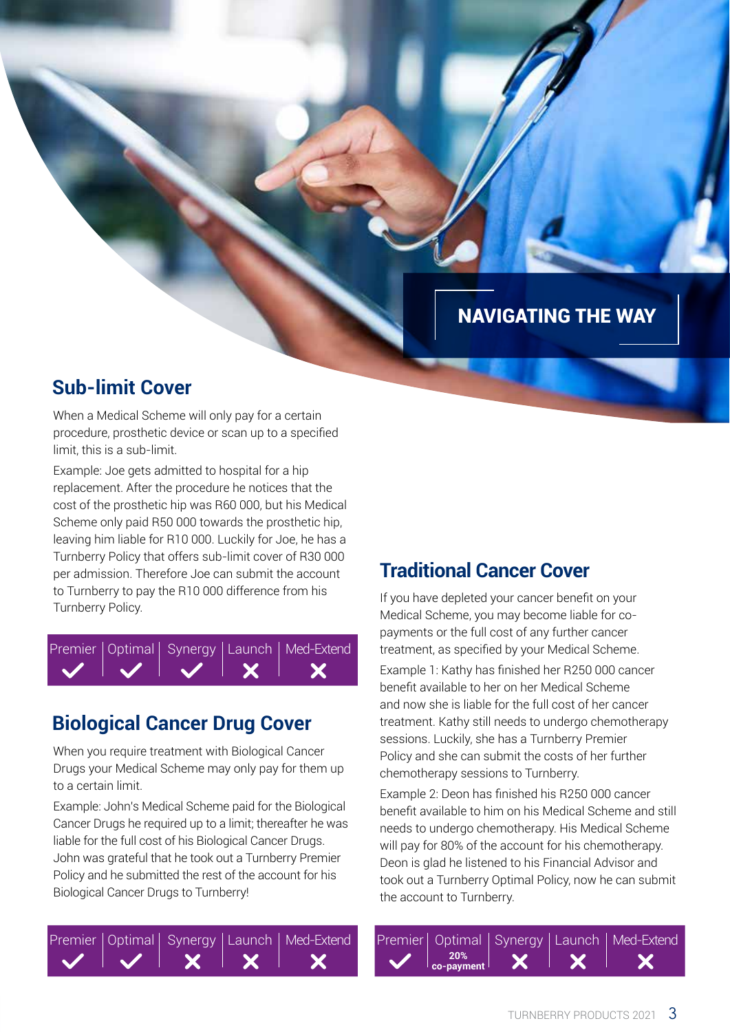## NAVIGATING THE WAY

## Sub-limit Cover

When a Medical Scheme will only pay for a certain procedure, prosthetic device or scan up to a specified limit, this is a sub-limit.

Example: Joe gets admitted to hospital for a hip replacement. After the procedure he notices that the cost of the prosthetic hip was R60 000, but his Medical Scheme only paid R50 000 towards the prosthetic hip, leaving him liable for R10 000. Luckily for Joe, he has a Turnberry Policy that offers sub-limit cover of R30 000 per admission. Therefore Joe can submit the account to Turnberry to pay the R10 000 difference from his Turnberry Policy.

| Premier | Optimal | Synergy | Launch | Med-Extend |
|---|---|---|---|---|
| ✓ | ✓ | ✓ | ✗ | ✗ |

## Biological Cancer Drug Cover

When you require treatment with Biological Cancer Drugs your Medical Scheme may only pay for them up to a certain limit.

Example: John's Medical Scheme paid for the Biological Cancer Drugs he required up to a limit; thereafter he was liable for the full cost of his Biological Cancer Drugs. John was grateful that he took out a Turnberry Premier Policy and he submitted the rest of the account for his Biological Cancer Drugs to Turnberry!

| Premier | Optimal | Synergy | Launch | Med-Extend |
|---|---|---|---|---|
| ✓ | ✓ | ✗ | ✗ | ✗ |

## Traditional Cancer Cover

If you have depleted your cancer benefit on your Medical Scheme, you may become liable for co-payments or the full cost of any further cancer treatment, as specified by your Medical Scheme.

Example 1: Kathy has finished her R250 000 cancer benefit available to her on her Medical Scheme and now she is liable for the full cost of her cancer treatment. Kathy still needs to undergo chemotherapy sessions. Luckily, she has a Turnberry Premier Policy and she can submit the costs of her further chemotherapy sessions to Turnberry.

Example 2: Deon has finished his R250 000 cancer benefit available to him on his Medical Scheme and still needs to undergo chemotherapy. His Medical Scheme will pay for 80% of the account for his chemotherapy. Deon is glad he listened to his Financial Advisor and took out a Turnberry Optimal Policy, now he can submit the account to Turnberry.

| Premier | Optimal | Synergy | Launch | Med-Extend |
|---|---|---|---|---|
| ✓ | 20% co-payment | ✗ | ✗ | ✗ |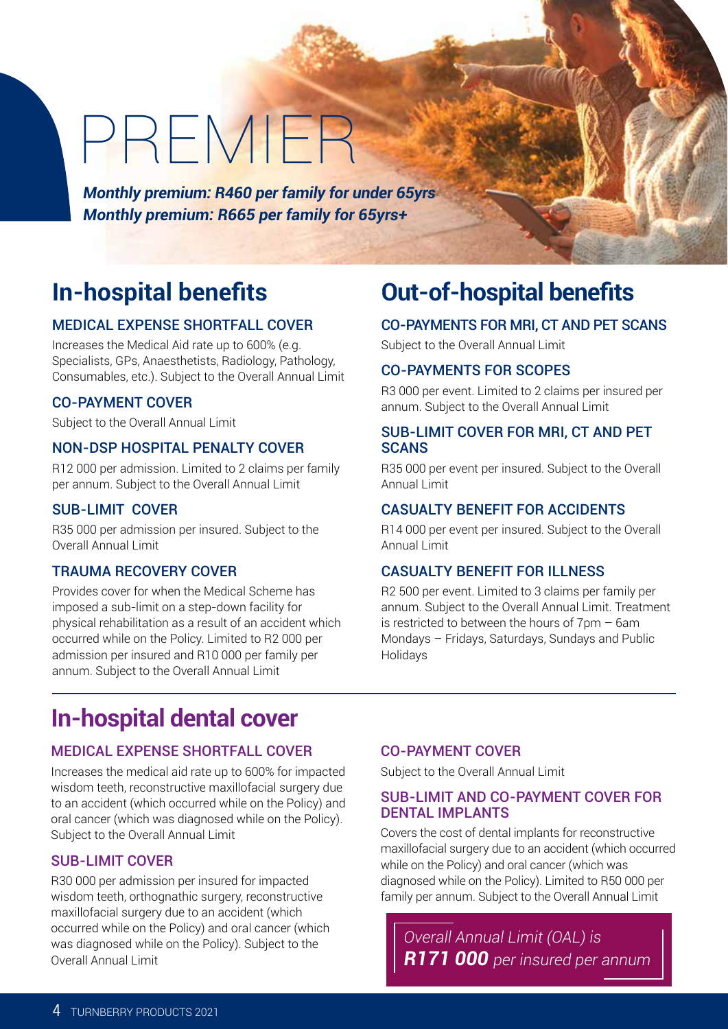# PREMIER

***Monthly premium: R460 per family for under 65yrs***
***Monthly premium: R665 per family for 65yrs+***

## In-hospital benefits

### MEDICAL EXPENSE SHORTFALL COVER

Increases the Medical Aid rate up to 600% (e.g. Specialists, GPs, Anaesthetists, Radiology, Pathology, Consumables, etc.). Subject to the Overall Annual Limit

### CO-PAYMENT COVER

Subject to the Overall Annual Limit

### NON-DSP HOSPITAL PENALTY COVER

R12 000 per admission. Limited to 2 claims per family per annum. Subject to the Overall Annual Limit

### SUB-LIMIT COVER

R35 000 per admission per insured. Subject to the Overall Annual Limit

### TRAUMA RECOVERY COVER

Provides cover for when the Medical Scheme has imposed a sub-limit on a step-down facility for physical rehabilitation as a result of an accident which occurred while on the Policy. Limited to R2 000 per admission per insured and R10 000 per family per annum. Subject to the Overall Annual Limit

## Out-of-hospital benefits

### CO-PAYMENTS FOR MRI, CT AND PET SCANS

Subject to the Overall Annual Limit

### CO-PAYMENTS FOR SCOPES

R3 000 per event. Limited to 2 claims per insured per annum. Subject to the Overall Annual Limit

### SUB-LIMIT COVER FOR MRI, CT AND PET SCANS

R35 000 per event per insured. Subject to the Overall Annual Limit

### CASUALTY BENEFIT FOR ACCIDENTS

R14 000 per event per insured. Subject to the Overall Annual Limit

### CASUALTY BENEFIT FOR ILLNESS

R2 500 per event. Limited to 3 claims per family per annum. Subject to the Overall Annual Limit. Treatment is restricted to between the hours of 7pm – 6am Mondays – Fridays, Saturdays, Sundays and Public Holidays

## In-hospital dental cover

### MEDICAL EXPENSE SHORTFALL COVER

Increases the medical aid rate up to 600% for impacted wisdom teeth, reconstructive maxillofacial surgery due to an accident (which occurred while on the Policy) and oral cancer (which was diagnosed while on the Policy). Subject to the Overall Annual Limit

### SUB-LIMIT COVER

R30 000 per admission per insured for impacted wisdom teeth, orthognathic surgery, reconstructive maxillofacial surgery due to an accident (which occurred while on the Policy) and oral cancer (which was diagnosed while on the Policy). Subject to the Overall Annual Limit

### CO-PAYMENT COVER

Subject to the Overall Annual Limit

### SUB-LIMIT AND CO-PAYMENT COVER FOR DENTAL IMPLANTS

Covers the cost of dental implants for reconstructive maxillofacial surgery due to an accident (which occurred while on the Policy) and oral cancer (which was diagnosed while on the Policy). Limited to R50 000 per family per annum. Subject to the Overall Annual Limit

*Overall Annual Limit (OAL) is **R171 000** per insured per annum*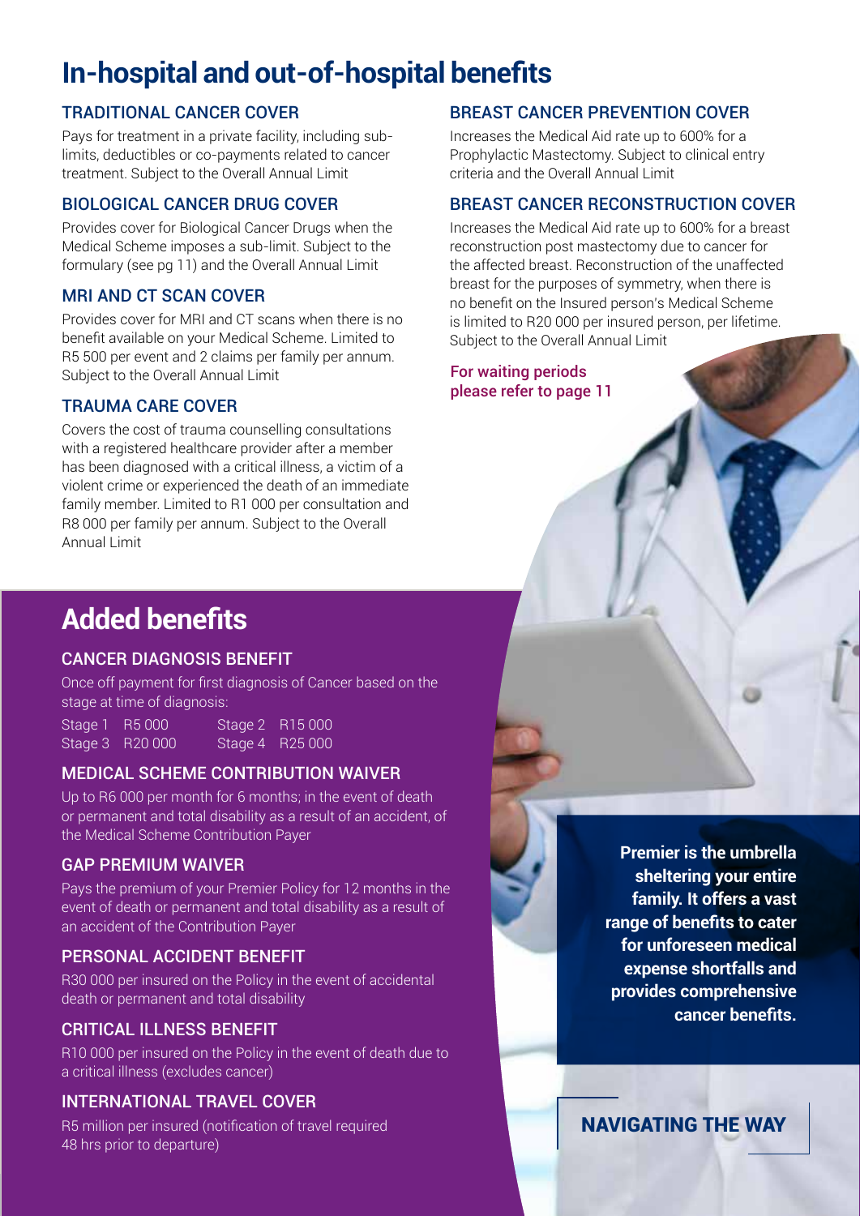# In-hospital and out-of-hospital benefits

### TRADITIONAL CANCER COVER

Pays for treatment in a private facility, including sub-limits, deductibles or co-payments related to cancer treatment. Subject to the Overall Annual Limit

### BIOLOGICAL CANCER DRUG COVER

Provides cover for Biological Cancer Drugs when the Medical Scheme imposes a sub-limit. Subject to the formulary (see pg 11) and the Overall Annual Limit

### MRI AND CT SCAN COVER

Provides cover for MRI and CT scans when there is no benefit available on your Medical Scheme. Limited to R5 500 per event and 2 claims per family per annum. Subject to the Overall Annual Limit

### TRAUMA CARE COVER

Covers the cost of trauma counselling consultations with a registered healthcare provider after a member has been diagnosed with a critical illness, a victim of a violent crime or experienced the death of an immediate family member. Limited to R1 000 per consultation and R8 000 per family per annum. Subject to the Overall Annual Limit

### BREAST CANCER PREVENTION COVER

Increases the Medical Aid rate up to 600% for a Prophylactic Mastectomy. Subject to clinical entry criteria and the Overall Annual Limit

### BREAST CANCER RECONSTRUCTION COVER

Increases the Medical Aid rate up to 600% for a breast reconstruction post mastectomy due to cancer for the affected breast. Reconstruction of the unaffected breast for the purposes of symmetry, when there is no benefit on the Insured person's Medical Scheme is limited to R20 000 per insured person, per lifetime. Subject to the Overall Annual Limit

For waiting periods please refer to page 11

# Added benefits

### CANCER DIAGNOSIS BENEFIT

Once off payment for first diagnosis of Cancer based on the stage at time of diagnosis:

| | | | |
|---|---|---|---|
| Stage 1 | R5 000 | Stage 2 | R15 000 |
| Stage 3 | R20 000 | Stage 4 | R25 000 |

### MEDICAL SCHEME CONTRIBUTION WAIVER

Up to R6 000 per month for 6 months; in the event of death or permanent and total disability as a result of an accident, of the Medical Scheme Contribution Payer

### GAP PREMIUM WAIVER

Pays the premium of your Premier Policy for 12 months in the event of death or permanent and total disability as a result of an accident of the Contribution Payer

### PERSONAL ACCIDENT BENEFIT

R30 000 per insured on the Policy in the event of accidental death or permanent and total disability

### CRITICAL ILLNESS BENEFIT

R10 000 per insured on the Policy in the event of death due to a critical illness (excludes cancer)

### INTERNATIONAL TRAVEL COVER

R5 million per insured (notification of travel required 48 hrs prior to departure)

**Premier is the umbrella sheltering your entire family. It offers a vast range of benefits to cater for unforeseen medical expense shortfalls and provides comprehensive cancer benefits.**

NAVIGATING THE WAY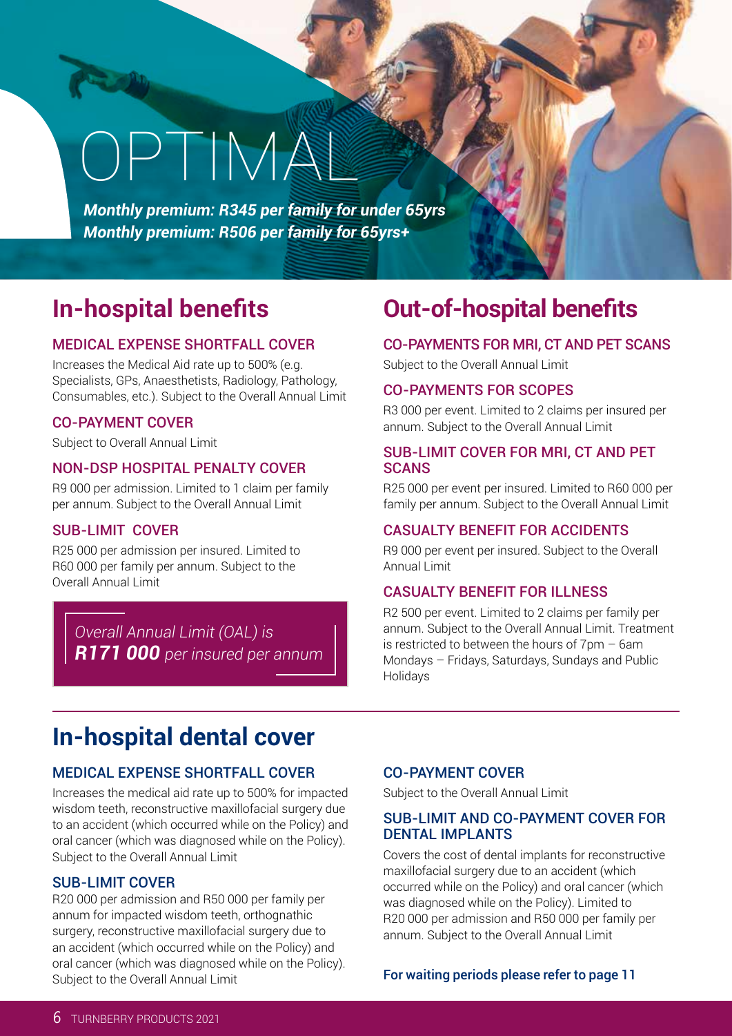# OPTIMAL

***Monthly premium: R345 per family for under 65yrs***
***Monthly premium: R506 per family for 65yrs+***

## In-hospital benefits

### MEDICAL EXPENSE SHORTFALL COVER

Increases the Medical Aid rate up to 500% (e.g. Specialists, GPs, Anaesthetists, Radiology, Pathology, Consumables, etc.). Subject to the Overall Annual Limit

### CO-PAYMENT COVER

Subject to Overall Annual Limit

### NON-DSP HOSPITAL PENALTY COVER

R9 000 per admission. Limited to 1 claim per family per annum. Subject to the Overall Annual Limit

### SUB-LIMIT COVER

R25 000 per admission per insured. Limited to R60 000 per family per annum. Subject to the Overall Annual Limit

*Overall Annual Limit (OAL) is **R171 000** per insured per annum*

## Out-of-hospital benefits

### CO-PAYMENTS FOR MRI, CT AND PET SCANS

Subject to the Overall Annual Limit

### CO-PAYMENTS FOR SCOPES

R3 000 per event. Limited to 2 claims per insured per annum. Subject to the Overall Annual Limit

### SUB-LIMIT COVER FOR MRI, CT AND PET SCANS

R25 000 per event per insured. Limited to R60 000 per family per annum. Subject to the Overall Annual Limit

### CASUALTY BENEFIT FOR ACCIDENTS

R9 000 per event per insured. Subject to the Overall Annual Limit

### CASUALTY BENEFIT FOR ILLNESS

R2 500 per event. Limited to 2 claims per family per annum. Subject to the Overall Annual Limit. Treatment is restricted to between the hours of 7pm – 6am Mondays – Fridays, Saturdays, Sundays and Public Holidays

## In-hospital dental cover

### MEDICAL EXPENSE SHORTFALL COVER

Increases the medical aid rate up to 500% for impacted wisdom teeth, reconstructive maxillofacial surgery due to an accident (which occurred while on the Policy) and oral cancer (which was diagnosed while on the Policy). Subject to the Overall Annual Limit

### SUB-LIMIT COVER

R20 000 per admission and R50 000 per family per annum for impacted wisdom teeth, orthognathic surgery, reconstructive maxillofacial surgery due to an accident (which occurred while on the Policy) and oral cancer (which was diagnosed while on the Policy). Subject to the Overall Annual Limit

### CO-PAYMENT COVER

Subject to the Overall Annual Limit

### SUB-LIMIT AND CO-PAYMENT COVER FOR DENTAL IMPLANTS

Covers the cost of dental implants for reconstructive maxillofacial surgery due to an accident (which occurred while on the Policy) and oral cancer (which was diagnosed while on the Policy). Limited to R20 000 per admission and R50 000 per family per annum. Subject to the Overall Annual Limit

**For waiting periods please refer to page 11**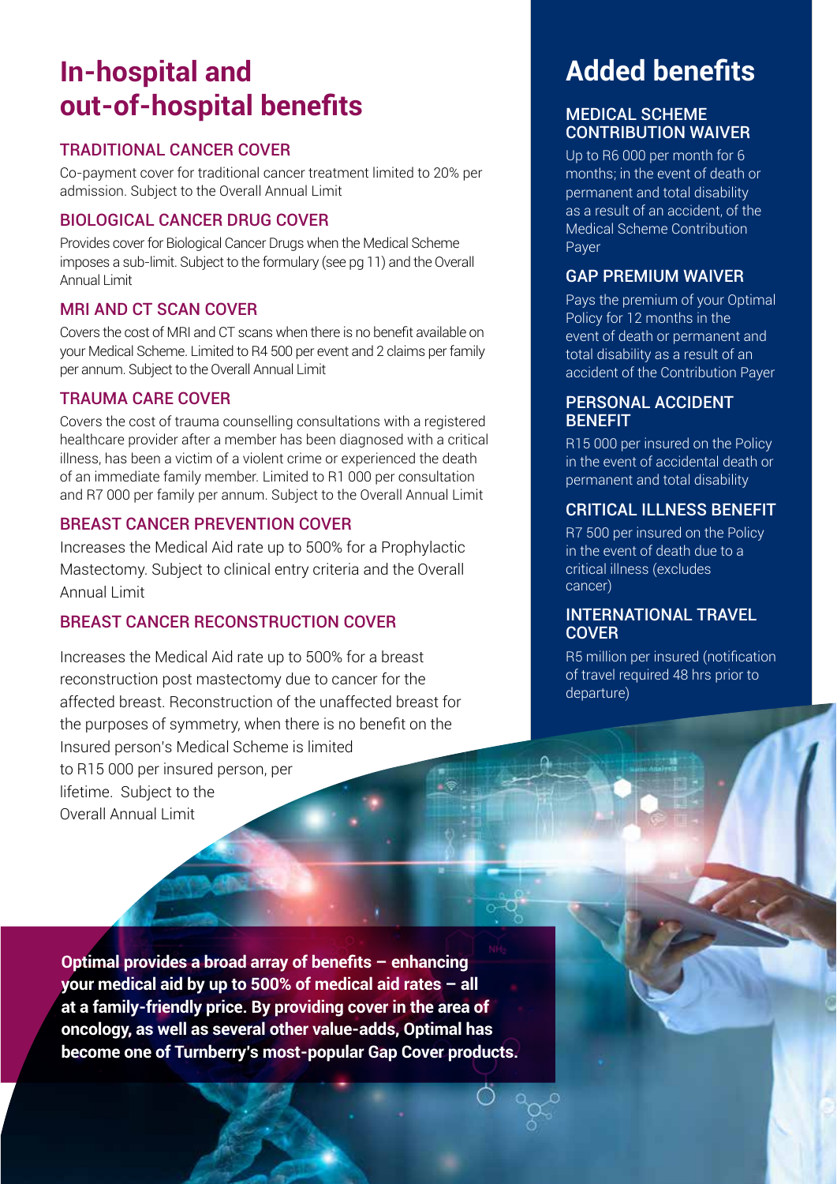# In-hospital and out-of-hospital benefits

### TRADITIONAL CANCER COVER

Co-payment cover for traditional cancer treatment limited to 20% per admission. Subject to the Overall Annual Limit

### BIOLOGICAL CANCER DRUG COVER

Provides cover for Biological Cancer Drugs when the Medical Scheme imposes a sub-limit. Subject to the formulary (see pg 11) and the Overall Annual Limit

### MRI AND CT SCAN COVER

Covers the cost of MRI and CT scans when there is no benefit available on your Medical Scheme. Limited to R4 500 per event and 2 claims per family per annum. Subject to the Overall Annual Limit

### TRAUMA CARE COVER

Covers the cost of trauma counselling consultations with a registered healthcare provider after a member has been diagnosed with a critical illness, has been a victim of a violent crime or experienced the death of an immediate family member. Limited to R1 000 per consultation and R7 000 per family per annum. Subject to the Overall Annual Limit

### BREAST CANCER PREVENTION COVER

Increases the Medical Aid rate up to 500% for a Prophylactic Mastectomy. Subject to clinical entry criteria and the Overall Annual Limit

### BREAST CANCER RECONSTRUCTION COVER

Increases the Medical Aid rate up to 500% for a breast reconstruction post mastectomy due to cancer for the affected breast. Reconstruction of the unaffected breast for the purposes of symmetry, when there is no benefit on the Insured person's Medical Scheme is limited to R15 000 per insured person, per lifetime. Subject to the Overall Annual Limit

# Added benefits

### MEDICAL SCHEME CONTRIBUTION WAIVER

Up to R6 000 per month for 6 months; in the event of death or permanent and total disability as a result of an accident, of the Medical Scheme Contribution Payer

### GAP PREMIUM WAIVER

Pays the premium of your Optimal Policy for 12 months in the event of death or permanent and total disability as a result of an accident of the Contribution Payer

### PERSONAL ACCIDENT BENEFIT

R15 000 per insured on the Policy in the event of accidental death or permanent and total disability

### CRITICAL ILLNESS BENEFIT

R7 500 per insured on the Policy in the event of death due to a critical illness (excludes cancer)

### INTERNATIONAL TRAVEL COVER

R5 million per insured (notification of travel required 48 hrs prior to departure)

**Optimal provides a broad array of benefits – enhancing your medical aid by up to 500% of medical aid rates – all at a family-friendly price. By providing cover in the area of oncology, as well as several other value-adds, Optimal has become one of Turnberry's most-popular Gap Cover products.**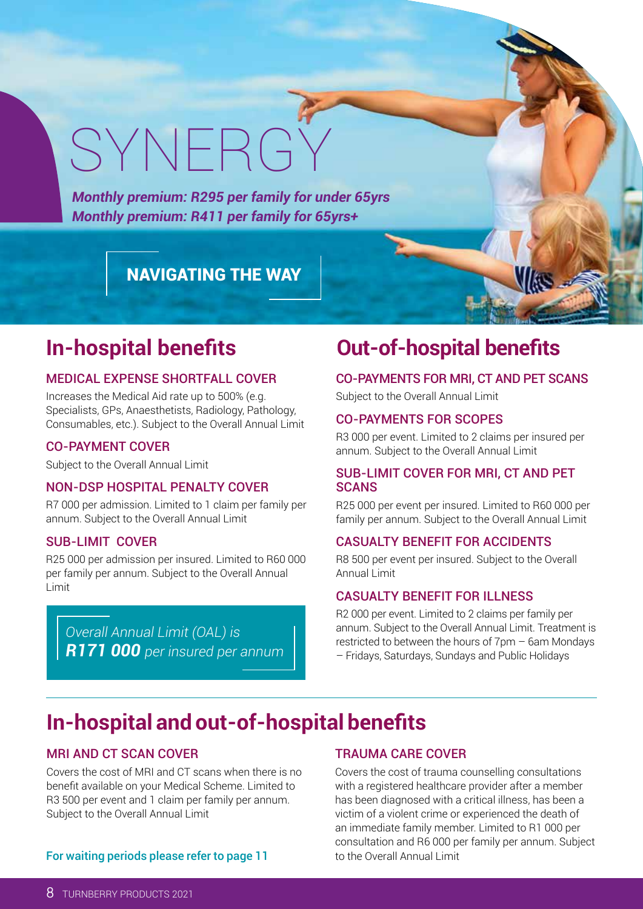# SYNERGY

***Monthly premium: R295 per family for under 65yrs***
***Monthly premium: R411 per family for 65yrs+***

**NAVIGATING THE WAY**

## In-hospital benefits

### MEDICAL EXPENSE SHORTFALL COVER

Increases the Medical Aid rate up to 500% (e.g. Specialists, GPs, Anaesthetists, Radiology, Pathology, Consumables, etc.). Subject to the Overall Annual Limit

### CO-PAYMENT COVER

Subject to the Overall Annual Limit

### NON-DSP HOSPITAL PENALTY COVER

R7 000 per admission. Limited to 1 claim per family per annum. Subject to the Overall Annual Limit

### SUB-LIMIT COVER

R25 000 per admission per insured. Limited to R60 000 per family per annum. Subject to the Overall Annual Limit

*Overall Annual Limit (OAL) is* ***R171 000*** *per insured per annum*

## Out-of-hospital benefits

### CO-PAYMENTS FOR MRI, CT AND PET SCANS

Subject to the Overall Annual Limit

### CO-PAYMENTS FOR SCOPES

R3 000 per event. Limited to 2 claims per insured per annum. Subject to the Overall Annual Limit

### SUB-LIMIT COVER FOR MRI, CT AND PET SCANS

R25 000 per event per insured. Limited to R60 000 per family per annum. Subject to the Overall Annual Limit

### CASUALTY BENEFIT FOR ACCIDENTS

R8 500 per event per insured. Subject to the Overall Annual Limit

### CASUALTY BENEFIT FOR ILLNESS

R2 000 per event. Limited to 2 claims per family per annum. Subject to the Overall Annual Limit. Treatment is restricted to between the hours of 7pm – 6am Mondays – Fridays, Saturdays, Sundays and Public Holidays

## In-hospital and out-of-hospital benefits

### MRI AND CT SCAN COVER

Covers the cost of MRI and CT scans when there is no benefit available on your Medical Scheme. Limited to R3 500 per event and 1 claim per family per annum. Subject to the Overall Annual Limit

**For waiting periods please refer to page 11**

### TRAUMA CARE COVER

Covers the cost of trauma counselling consultations with a registered healthcare provider after a member has been diagnosed with a critical illness, has been a victim of a violent crime or experienced the death of an immediate family member. Limited to R1 000 per consultation and R6 000 per family per annum. Subject to the Overall Annual Limit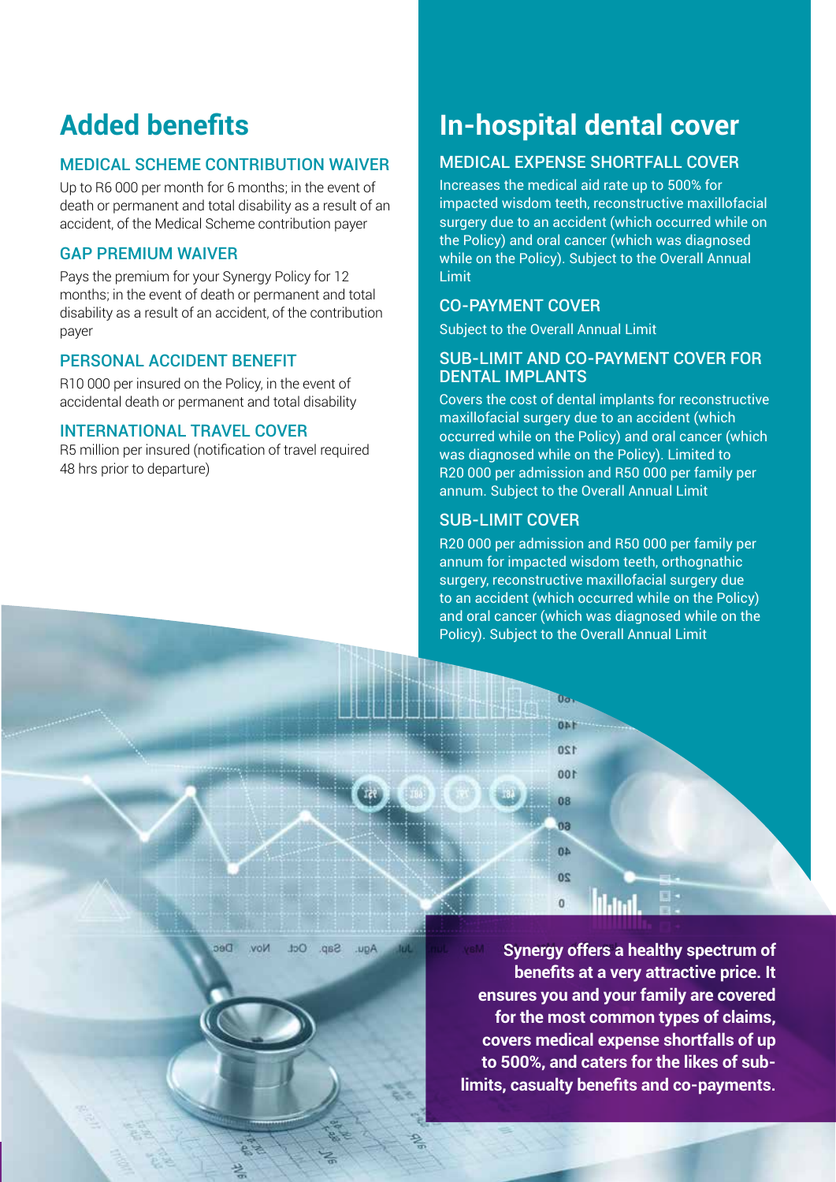## Added benefits

### MEDICAL SCHEME CONTRIBUTION WAIVER

Up to R6 000 per month for 6 months; in the event of death or permanent and total disability as a result of an accident, of the Medical Scheme contribution payer

### GAP PREMIUM WAIVER

Pays the premium for your Synergy Policy for 12 months; in the event of death or permanent and total disability as a result of an accident, of the contribution payer

### PERSONAL ACCIDENT BENEFIT

R10 000 per insured on the Policy, in the event of accidental death or permanent and total disability

### INTERNATIONAL TRAVEL COVER

R5 million per insured (notification of travel required 48 hrs prior to departure)

## In-hospital dental cover

### MEDICAL EXPENSE SHORTFALL COVER

Increases the medical aid rate up to 500% for impacted wisdom teeth, reconstructive maxillofacial surgery due to an accident (which occurred while on the Policy) and oral cancer (which was diagnosed while on the Policy). Subject to the Overall Annual Limit

### CO-PAYMENT COVER

Subject to the Overall Annual Limit

### SUB-LIMIT AND CO-PAYMENT COVER FOR DENTAL IMPLANTS

Covers the cost of dental implants for reconstructive maxillofacial surgery due to an accident (which occurred while on the Policy) and oral cancer (which was diagnosed while on the Policy). Limited to R20 000 per admission and R50 000 per family per annum. Subject to the Overall Annual Limit

### SUB-LIMIT COVER

R20 000 per admission and R50 000 per family per annum for impacted wisdom teeth, orthognathic surgery, reconstructive maxillofacial surgery due to an accident (which occurred while on the Policy) and oral cancer (which was diagnosed while on the Policy). Subject to the Overall Annual Limit

**Synergy offers a healthy spectrum of benefits at a very attractive price. It ensures you and your family are covered for the most common types of claims, covers medical expense shortfalls of up to 500%, and caters for the likes of sub-limits, casualty benefits and co-payments.**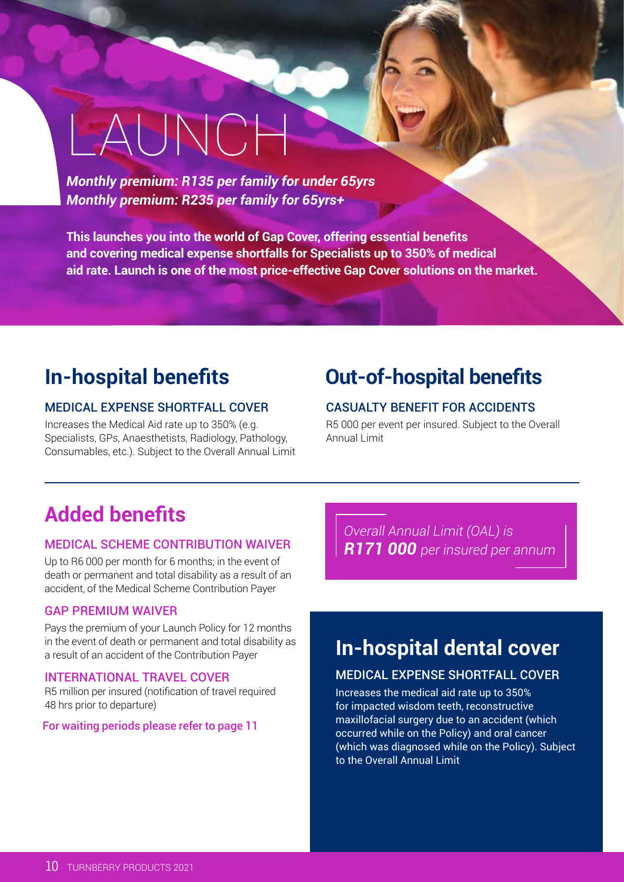# LAUNCH

***Monthly premium: R135 per family for under 65yrs***
***Monthly premium: R235 per family for 65yrs+***

**This launches you into the world of Gap Cover, offering essential benefits and covering medical expense shortfalls for Specialists up to 350% of medical aid rate. Launch is one of the most price-effective Gap Cover solutions on the market.**

## In-hospital benefits

### MEDICAL EXPENSE SHORTFALL COVER

Increases the Medical Aid rate up to 350% (e.g. Specialists, GPs, Anaesthetists, Radiology, Pathology, Consumables, etc.). Subject to the Overall Annual Limit

## Out-of-hospital benefits

### CASUALTY BENEFIT FOR ACCIDENTS

R5 000 per event per insured. Subject to the Overall Annual Limit

## Added benefits

### MEDICAL SCHEME CONTRIBUTION WAIVER

Up to R6 000 per month for 6 months; in the event of death or permanent and total disability as a result of an accident, of the Medical Scheme Contribution Payer

### GAP PREMIUM WAIVER

Pays the premium of your Launch Policy for 12 months in the event of death or permanent and total disability as a result of an accident of the Contribution Payer

### INTERNATIONAL TRAVEL COVER

R5 million per insured (notification of travel required 48 hrs prior to departure)

For waiting periods please refer to page 11

*Overall Annual Limit (OAL) is* ***R171 000*** *per insured per annum*

## In-hospital dental cover

### MEDICAL EXPENSE SHORTFALL COVER

Increases the medical aid rate up to 350% for impacted wisdom teeth, reconstructive maxillofacial surgery due to an accident (which occurred while on the Policy) and oral cancer (which was diagnosed while on the Policy). Subject to the Overall Annual Limit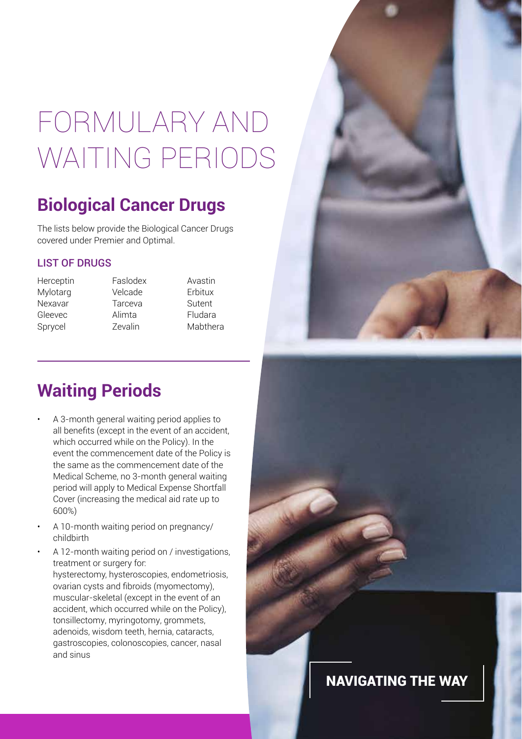# FORMULARY AND WAITING PERIODS

## Biological Cancer Drugs

The lists below provide the Biological Cancer Drugs covered under Premier and Optimal.

### LIST OF DRUGS

| | | |
|---|---|---|
| Herceptin | Faslodex | Avastin |
| Mylotarg | Velcade | Erbitux |
| Nexavar | Tarceva | Sutent |
| Gleevec | Alimta | Fludara |
| Sprycel | Zevalin | Mabthera |

## Waiting Periods

- A 3-month general waiting period applies to all benefits (except in the event of an accident, which occurred while on the Policy). In the event the commencement date of the Policy is the same as the commencement date of the Medical Scheme, no 3-month general waiting period will apply to Medical Expense Shortfall Cover (increasing the medical aid rate up to 600%)
- A 10-month waiting period on pregnancy/ childbirth
- A 12-month waiting period on / investigations, treatment or surgery for: hysterectomy, hysteroscopies, endometriosis, ovarian cysts and fibroids (myomectomy), muscular-skeletal (except in the event of an accident, which occurred while on the Policy), tonsillectomy, myringotomy, grommets, adenoids, wisdom teeth, hernia, cataracts, gastroscopies, colonoscopies, cancer, nasal and sinus

NAVIGATING THE WAY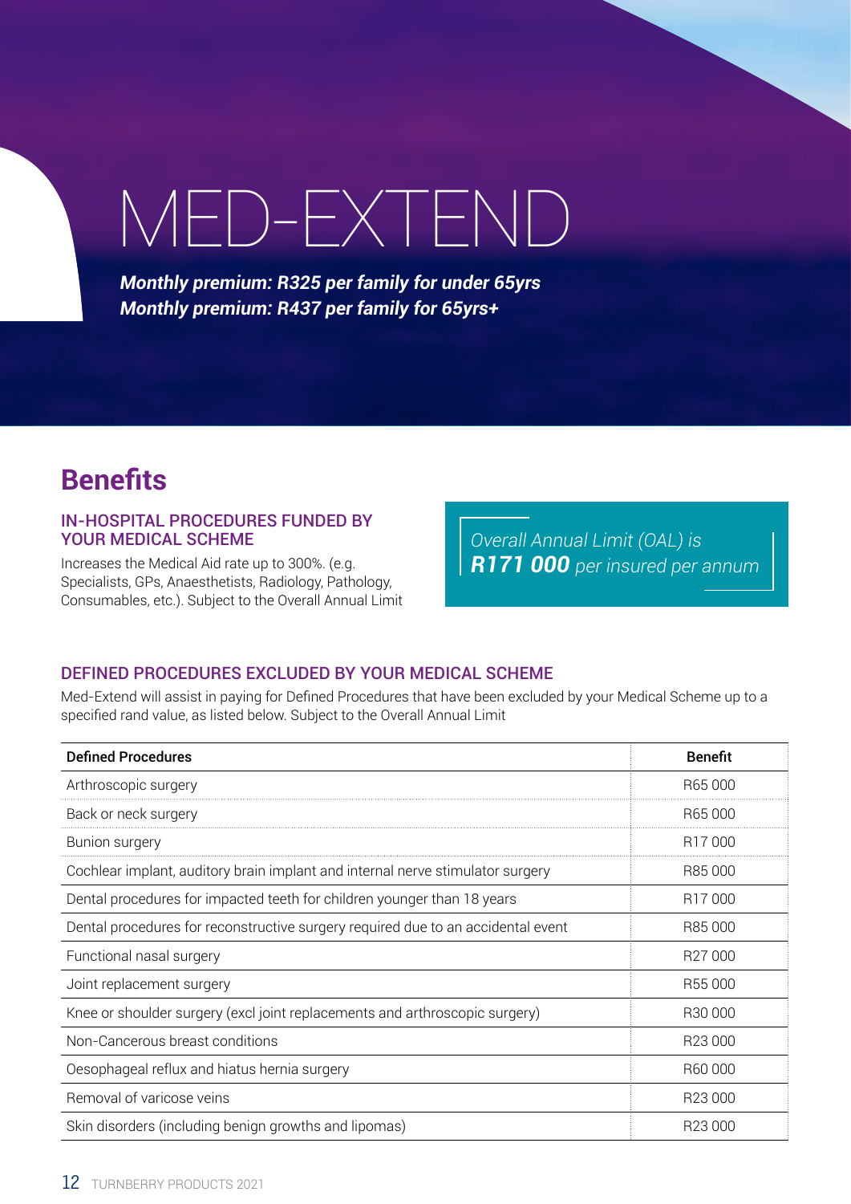# MED-EXTEND

***Monthly premium: R325 per family for under 65yrs***
***Monthly premium: R437 per family for 65yrs+***

## Benefits

### IN-HOSPITAL PROCEDURES FUNDED BY YOUR MEDICAL SCHEME

Increases the Medical Aid rate up to 300%. (e.g. Specialists, GPs, Anaesthetists, Radiology, Pathology, Consumables, etc.). Subject to the Overall Annual Limit

*Overall Annual Limit (OAL) is* ***R171 000*** *per insured per annum*

### DEFINED PROCEDURES EXCLUDED BY YOUR MEDICAL SCHEME

Med-Extend will assist in paying for Defined Procedures that have been excluded by your Medical Scheme up to a specified rand value, as listed below. Subject to the Overall Annual Limit

| Defined Procedures | Benefit |
|---|---|
| Arthroscopic surgery | R65 000 |
| Back or neck surgery | R65 000 |
| Bunion surgery | R17 000 |
| Cochlear implant, auditory brain implant and internal nerve stimulator surgery | R85 000 |
| Dental procedures for impacted teeth for children younger than 18 years | R17 000 |
| Dental procedures for reconstructive surgery required due to an accidental event | R85 000 |
| Functional nasal surgery | R27 000 |
| Joint replacement surgery | R55 000 |
| Knee or shoulder surgery (excl joint replacements and arthroscopic surgery) | R30 000 |
| Non-Cancerous breast conditions | R23 000 |
| Oesophageal reflux and hiatus hernia surgery | R60 000 |
| Removal of varicose veins | R23 000 |
| Skin disorders (including benign growths and lipomas) | R23 000 |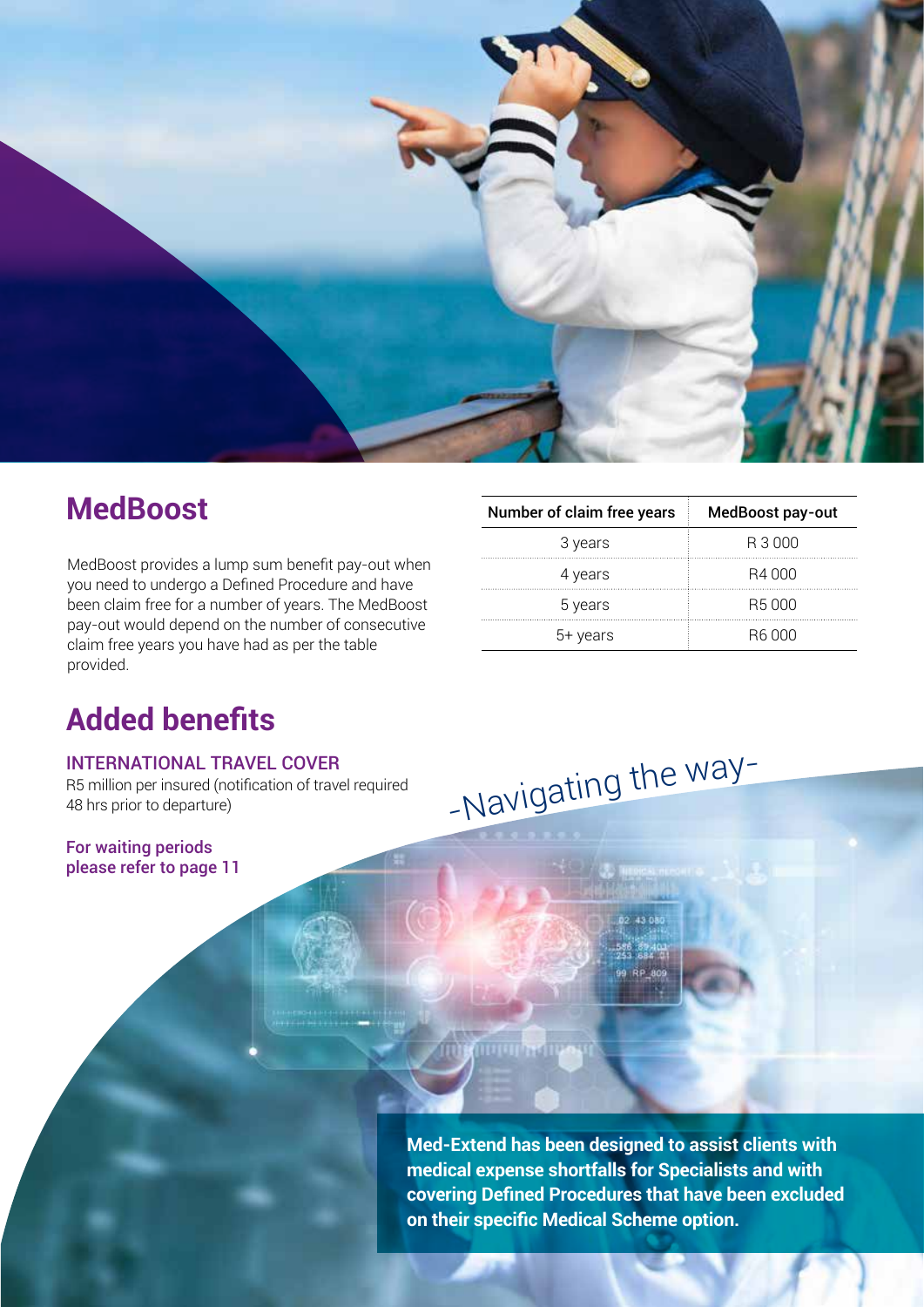## MedBoost

MedBoost provides a lump sum benefit pay-out when you need to undergo a Defined Procedure and have been claim free for a number of years. The MedBoost pay-out would depend on the number of consecutive claim free years you have had as per the table provided.

| Number of claim free years | MedBoost pay-out |
| --- | --- |
| 3 years | R 3 000 |
| 4 years | R4 000 |
| 5 years | R5 000 |
| 5+ years | R6 000 |

## Added benefits

### INTERNATIONAL TRAVEL COVER

R5 million per insured (notification of travel required 48 hrs prior to departure)

For waiting periods please refer to page 11

-Navigating the way-

**Med-Extend has been designed to assist clients with medical expense shortfalls for Specialists and with covering Defined Procedures that have been excluded on their specific Medical Scheme option.**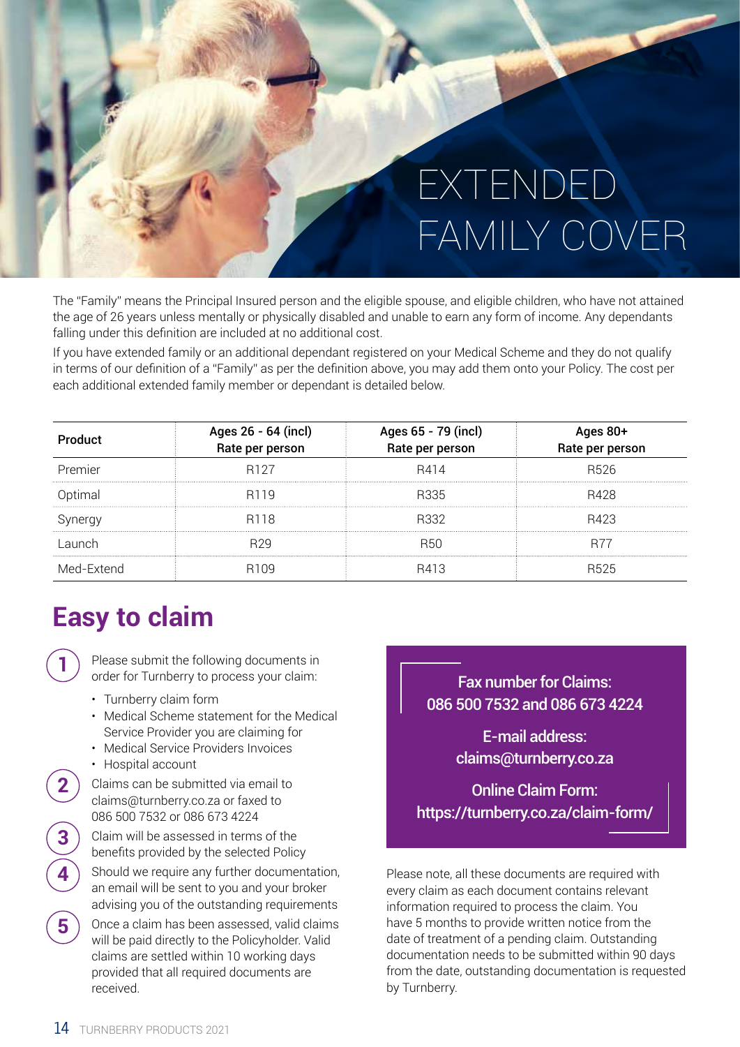# EXTENDED FAMILY COVER

The "Family" means the Principal Insured person and the eligible spouse, and eligible children, who have not attained the age of 26 years unless mentally or physically disabled and unable to earn any form of income. Any dependants falling under this definition are included at no additional cost.

If you have extended family or an additional dependant registered on your Medical Scheme and they do not qualify in terms of our definition of a "Family" as per the definition above, you may add them onto your Policy. The cost per each additional extended family member or dependant is detailed below.

| Product | Ages 26 - 64 (incl) Rate per person | Ages 65 - 79 (incl) Rate per person | Ages 80+ Rate per person |
|---|---|---|---|
| Premier | R127 | R414 | R526 |
| Optimal | R119 | R335 | R428 |
| Synergy | R118 | R332 | R423 |
| Launch | R29 | R50 | R77 |
| Med-Extend | R109 | R413 | R525 |

## Easy to claim

1. Please submit the following documents in order for Turnberry to process your claim:
   - Turnberry claim form
   - Medical Scheme statement for the Medical Service Provider you are claiming for
   - Medical Service Providers Invoices
   - Hospital account
2. Claims can be submitted via email to claims@turnberry.co.za or faxed to 086 500 7532 or 086 673 4224
3. Claim will be assessed in terms of the benefits provided by the selected Policy
4. Should we require any further documentation, an email will be sent to you and your broker advising you of the outstanding requirements
5. Once a claim has been assessed, valid claims will be paid directly to the Policyholder. Valid claims are settled within 10 working days provided that all required documents are received.

**Fax number for Claims:**
**086 500 7532 and 086 673 4224**

**E-mail address:**
**claims@turnberry.co.za**

**Online Claim Form:**
**https://turnberry.co.za/claim-form/**

Please note, all these documents are required with every claim as each document contains relevant information required to process the claim. You have 5 months to provide written notice from the date of treatment of a pending claim. Outstanding documentation needs to be submitted within 90 days from the date, outstanding documentation is requested by Turnberry.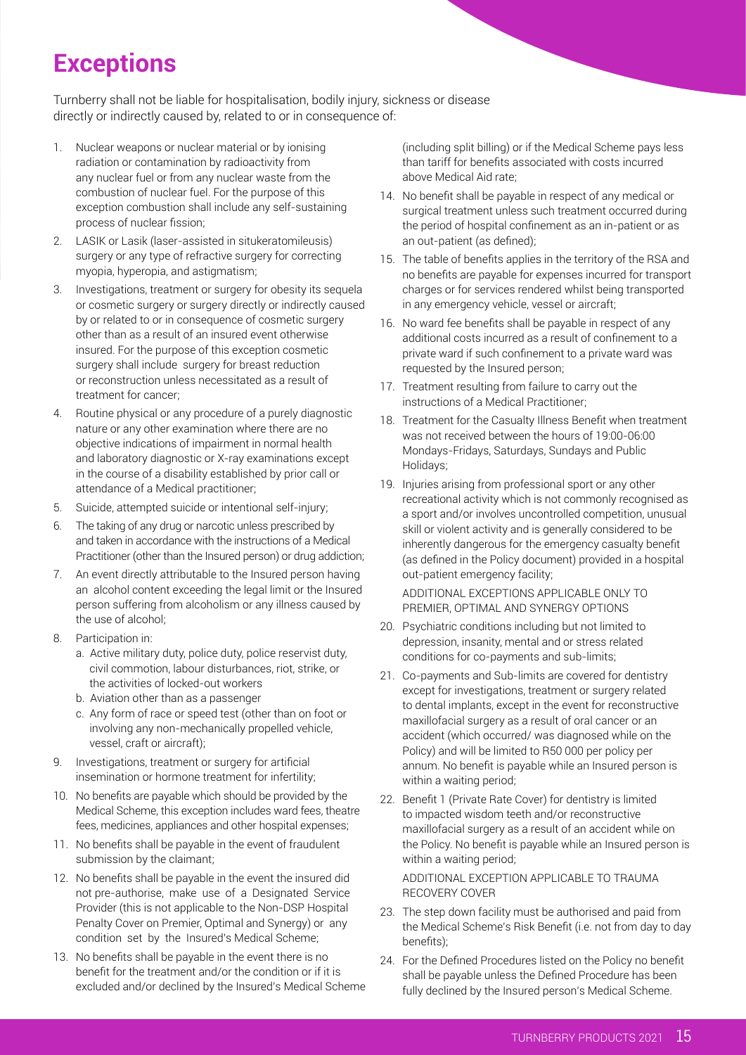# Exceptions

Turnberry shall not be liable for hospitalisation, bodily injury, sickness or disease directly or indirectly caused by, related to or in consequence of:

1. Nuclear weapons or nuclear material or by ionising radiation or contamination by radioactivity from any nuclear fuel or from any nuclear waste from the combustion of nuclear fuel. For the purpose of this exception combustion shall include any self-sustaining process of nuclear fission;
2. LASIK or Lasik (laser-assisted in situkeratomileusis) surgery or any type of refractive surgery for correcting myopia, hyperopia, and astigmatism;
3. Investigations, treatment or surgery for obesity its sequela or cosmetic surgery or surgery directly or indirectly caused by or related to or in consequence of cosmetic surgery other than as a result of an insured event otherwise insured. For the purpose of this exception cosmetic surgery shall include surgery for breast reduction or reconstruction unless necessitated as a result of treatment for cancer;
4. Routine physical or any procedure of a purely diagnostic nature or any other examination where there are no objective indications of impairment in normal health and laboratory diagnostic or X-ray examinations except in the course of a disability established by prior call or attendance of a Medical practitioner;
5. Suicide, attempted suicide or intentional self-injury;
6. The taking of any drug or narcotic unless prescribed by and taken in accordance with the instructions of a Medical Practitioner (other than the Insured person) or drug addiction;
7. An event directly attributable to the Insured person having an alcohol content exceeding the legal limit or the Insured person suffering from alcoholism or any illness caused by the use of alcohol;
8. Participation in:
   a. Active military duty, police duty, police reservist duty, civil commotion, labour disturbances, riot, strike, or the activities of locked-out workers
   b. Aviation other than as a passenger
   c. Any form of race or speed test (other than on foot or involving any non-mechanically propelled vehicle, vessel, craft or aircraft);
9. Investigations, treatment or surgery for artificial insemination or hormone treatment for infertility;
10. No benefits are payable which should be provided by the Medical Scheme, this exception includes ward fees, theatre fees, medicines, appliances and other hospital expenses;
11. No benefits shall be payable in the event of fraudulent submission by the claimant;
12. No benefits shall be payable in the event the insured did not pre-authorise, make use of a Designated Service Provider (this is not applicable to the Non-DSP Hospital Penalty Cover on Premier, Optimal and Synergy) or any condition set by the Insured's Medical Scheme;
13. No benefits shall be payable in the event there is no benefit for the treatment and/or the condition or if it is excluded and/or declined by the Insured's Medical Scheme (including split billing) or if the Medical Scheme pays less than tariff for benefits associated with costs incurred above Medical Aid rate;
14. No benefit shall be payable in respect of any medical or surgical treatment unless such treatment occurred during the period of hospital confinement as an in-patient or as an out-patient (as defined);
15. The table of benefits applies in the territory of the RSA and no benefits are payable for expenses incurred for transport charges or for services rendered whilst being transported in any emergency vehicle, vessel or aircraft;
16. No ward fee benefits shall be payable in respect of any additional costs incurred as a result of confinement to a private ward if such confinement to a private ward was requested by the Insured person;
17. Treatment resulting from failure to carry out the instructions of a Medical Practitioner;
18. Treatment for the Casualty Illness Benefit when treatment was not received between the hours of 19:00-06:00 Mondays-Fridays, Saturdays, Sundays and Public Holidays;
19. Injuries arising from professional sport or any other recreational activity which is not commonly recognised as a sport and/or involves uncontrolled competition, unusual skill or violent activity and is generally considered to be inherently dangerous for the emergency casualty benefit (as defined in the Policy document) provided in a hospital out-patient emergency facility;

ADDITIONAL EXCEPTIONS APPLICABLE ONLY TO PREMIER, OPTIMAL AND SYNERGY OPTIONS

20. Psychiatric conditions including but not limited to depression, insanity, mental and or stress related conditions for co-payments and sub-limits;
21. Co-payments and Sub-limits are covered for dentistry except for investigations, treatment or surgery related to dental implants, except in the event for reconstructive maxillofacial surgery as a result of oral cancer or an accident (which occurred/ was diagnosed while on the Policy) and will be limited to R50 000 per policy per annum. No benefit is payable while an Insured person is within a waiting period;
22. Benefit 1 (Private Rate Cover) for dentistry is limited to impacted wisdom teeth and/or reconstructive maxillofacial surgery as a result of an accident while on the Policy. No benefit is payable while an Insured person is within a waiting period;

ADDITIONAL EXCEPTION APPLICABLE TO TRAUMA RECOVERY COVER

23. The step down facility must be authorised and paid from the Medical Scheme's Risk Benefit (i.e. not from day to day benefits);
24. For the Defined Procedures listed on the Policy no benefit shall be payable unless the Defined Procedure has been fully declined by the Insured person's Medical Scheme.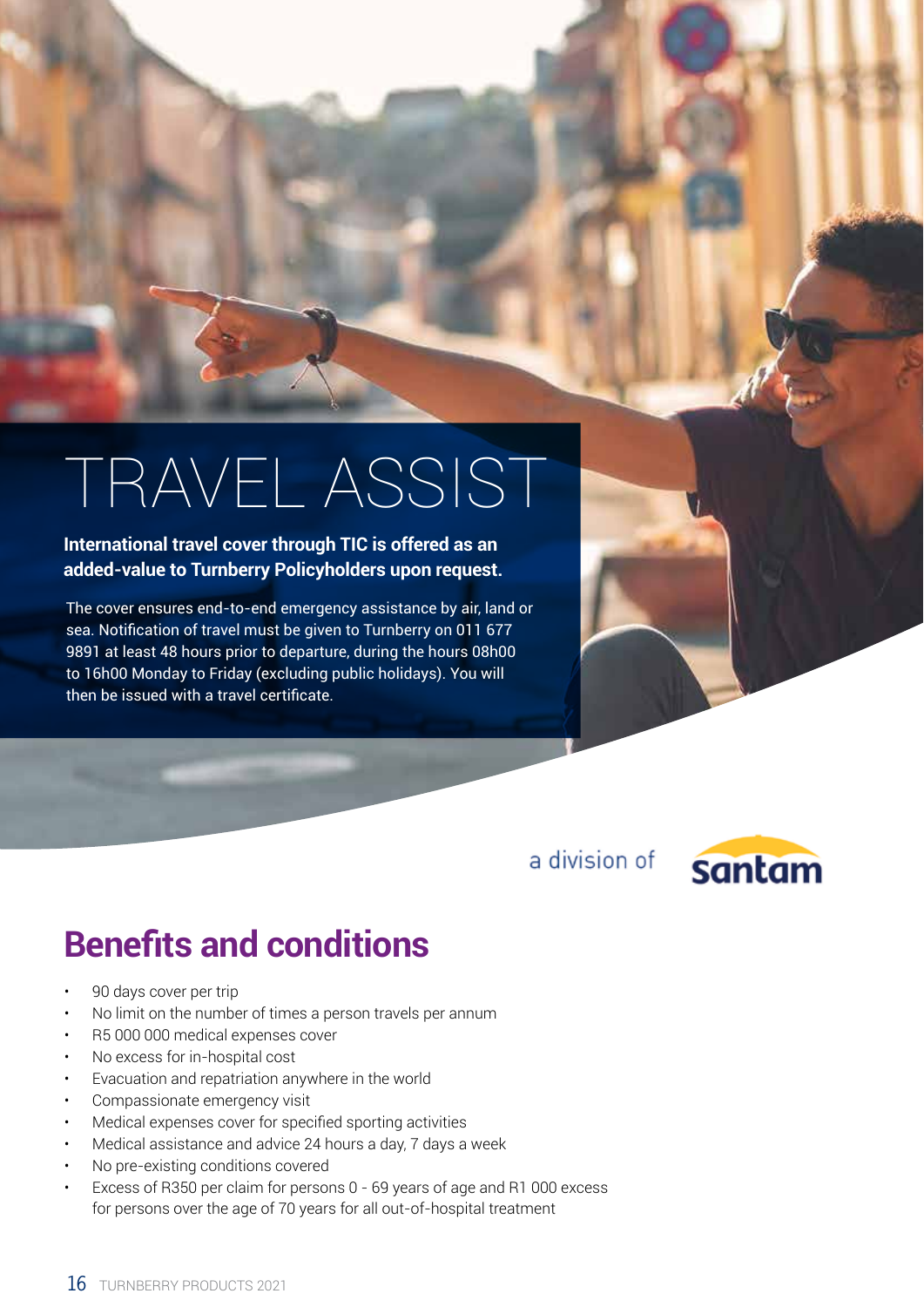# TRAVEL ASSIST

**International travel cover through TIC is offered as an added-value to Turnberry Policyholders upon request.**

The cover ensures end-to-end emergency assistance by air, land or sea. Notification of travel must be given to Turnberry on 011 677 9891 at least 48 hours prior to departure, during the hours 08h00 to 16h00 Monday to Friday (excluding public holidays). You will then be issued with a travel certificate.

a division of santam

## Benefits and conditions

- 90 days cover per trip
- No limit on the number of times a person travels per annum
- R5 000 000 medical expenses cover
- No excess for in-hospital cost
- Evacuation and repatriation anywhere in the world
- Compassionate emergency visit
- Medical expenses cover for specified sporting activities
- Medical assistance and advice 24 hours a day, 7 days a week
- No pre-existing conditions covered
- Excess of R350 per claim for persons 0 - 69 years of age and R1 000 excess for persons over the age of 70 years for all out-of-hospital treatment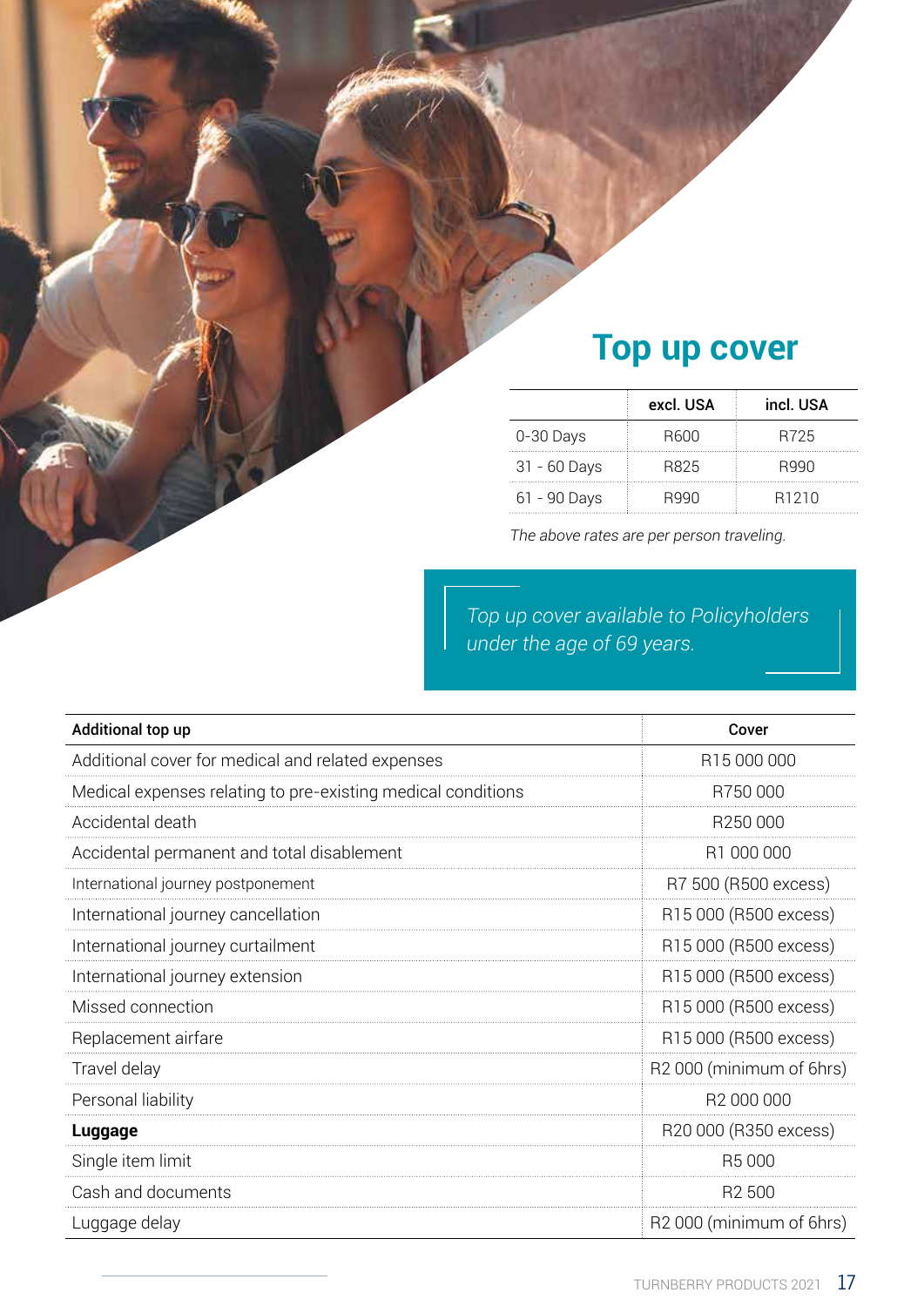# Top up cover

| | excl. USA | incl. USA |
|---|---|---|
| 0-30 Days | R600 | R725 |
| 31 - 60 Days | R825 | R990 |
| 61 - 90 Days | R990 | R1210 |

*The above rates are per person traveling.*

*Top up cover available to Policyholders under the age of 69 years.*

| Additional top up | Cover |
|---|---|
| Additional cover for medical and related expenses | R15 000 000 |
| Medical expenses relating to pre-existing medical conditions | R750 000 |
| Accidental death | R250 000 |
| Accidental permanent and total disablement | R1 000 000 |
| International journey postponement | R7 500 (R500 excess) |
| International journey cancellation | R15 000 (R500 excess) |
| International journey curtailment | R15 000 (R500 excess) |
| International journey extension | R15 000 (R500 excess) |
| Missed connection | R15 000 (R500 excess) |
| Replacement airfare | R15 000 (R500 excess) |
| Travel delay | R2 000 (minimum of 6hrs) |
| Personal liability | R2 000 000 |
| **Luggage** | R20 000 (R350 excess) |
| Single item limit | R5 000 |
| Cash and documents | R2 500 |
| Luggage delay | R2 000 (minimum of 6hrs) |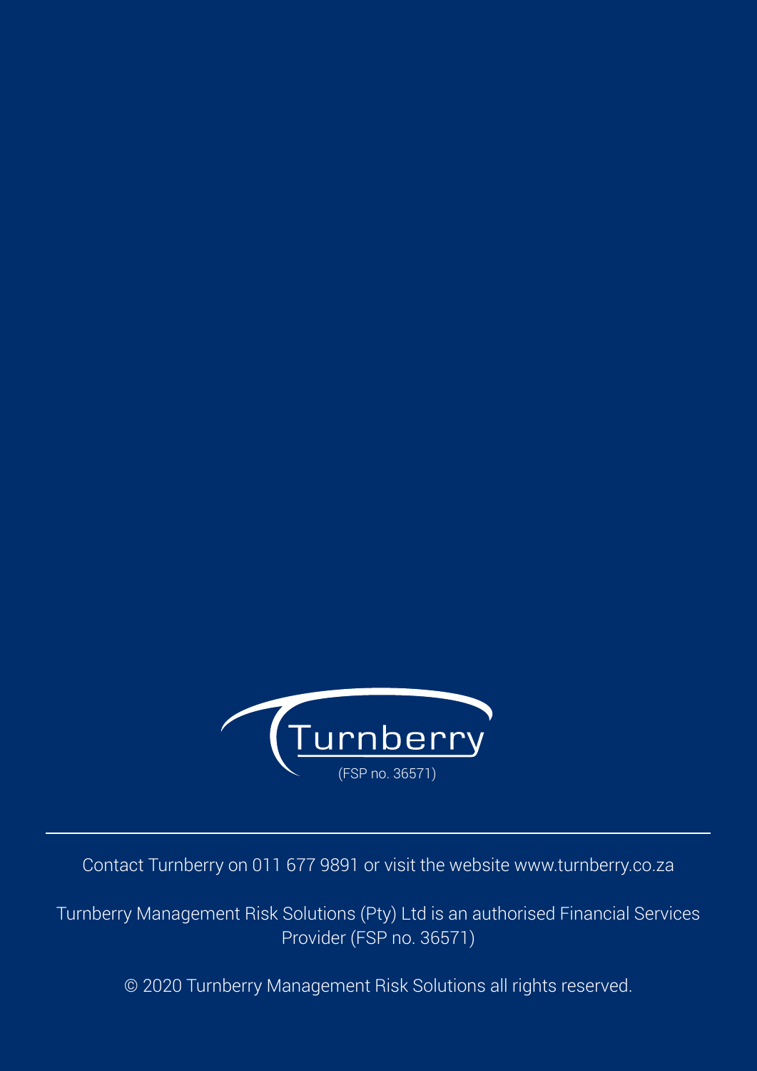Turnberry

(FSP no. 36571)

Contact Turnberry on 011 677 9891 or visit the website www.turnberry.co.za

Turnberry Management Risk Solutions (Pty) Ltd is an authorised Financial Services Provider (FSP no. 36571)

© 2020 Turnberry Management Risk Solutions all rights reserved.